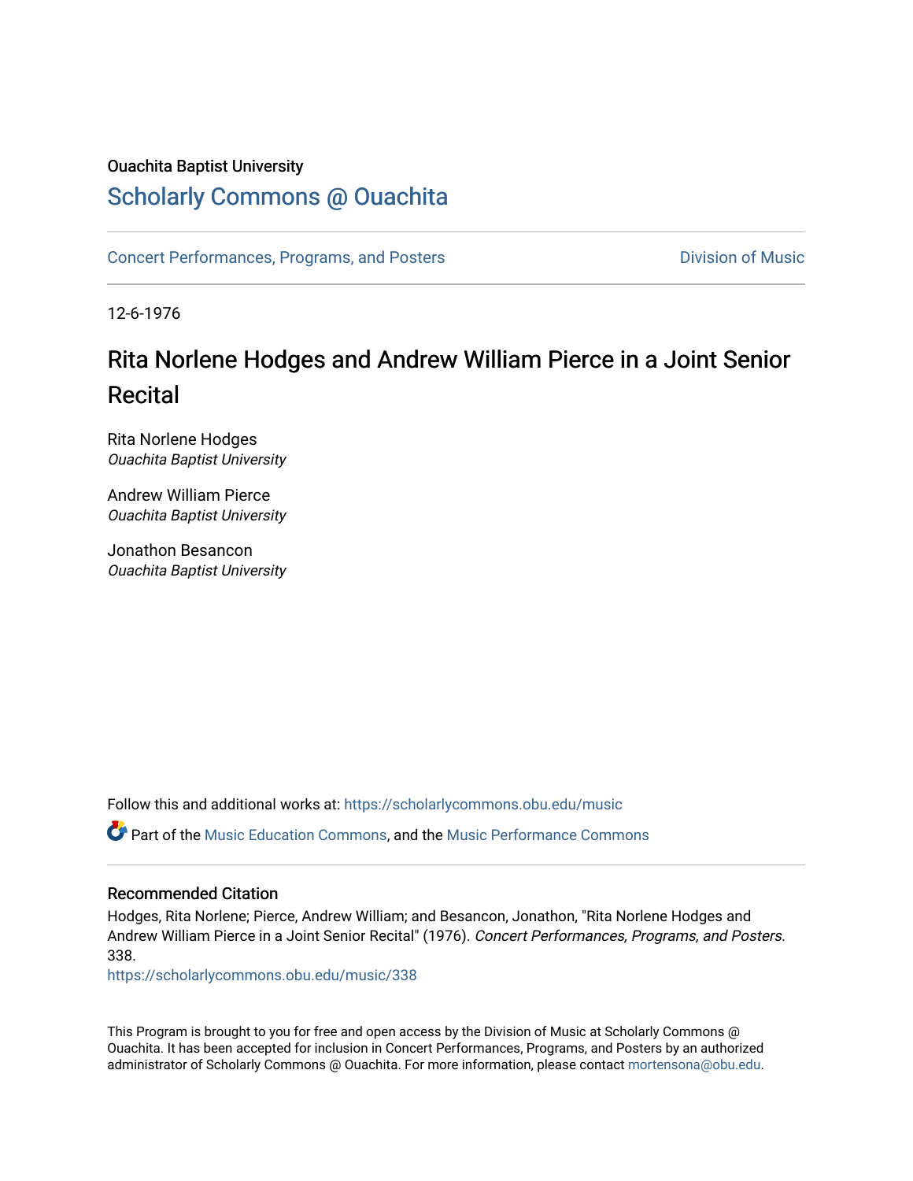Ouachita Baptist University

# Scholarly Commons @ Ouachita

Concert Performances, Programs, and Posters

Division of Music

12-6-1976

## Rita Norlene Hodges and Andrew William Pierce in a Joint Senior Recital

Rita Norlene Hodges
*Ouachita Baptist University*

Andrew William Pierce
*Ouachita Baptist University*

Jonathon Besancon
*Ouachita Baptist University*

Follow this and additional works at: https://scholarlycommons.obu.edu/music

Part of the Music Education Commons, and the Music Performance Commons

### Recommended Citation

Hodges, Rita Norlene; Pierce, Andrew William; and Besancon, Jonathon, "Rita Norlene Hodges and Andrew William Pierce in a Joint Senior Recital" (1976). *Concert Performances, Programs, and Posters*. 338.
https://scholarlycommons.obu.edu/music/338

This Program is brought to you for free and open access by the Division of Music at Scholarly Commons @ Ouachita. It has been accepted for inclusion in Concert Performances, Programs, and Posters by an authorized administrator of Scholarly Commons @ Ouachita. For more information, please contact mortensona@obu.edu.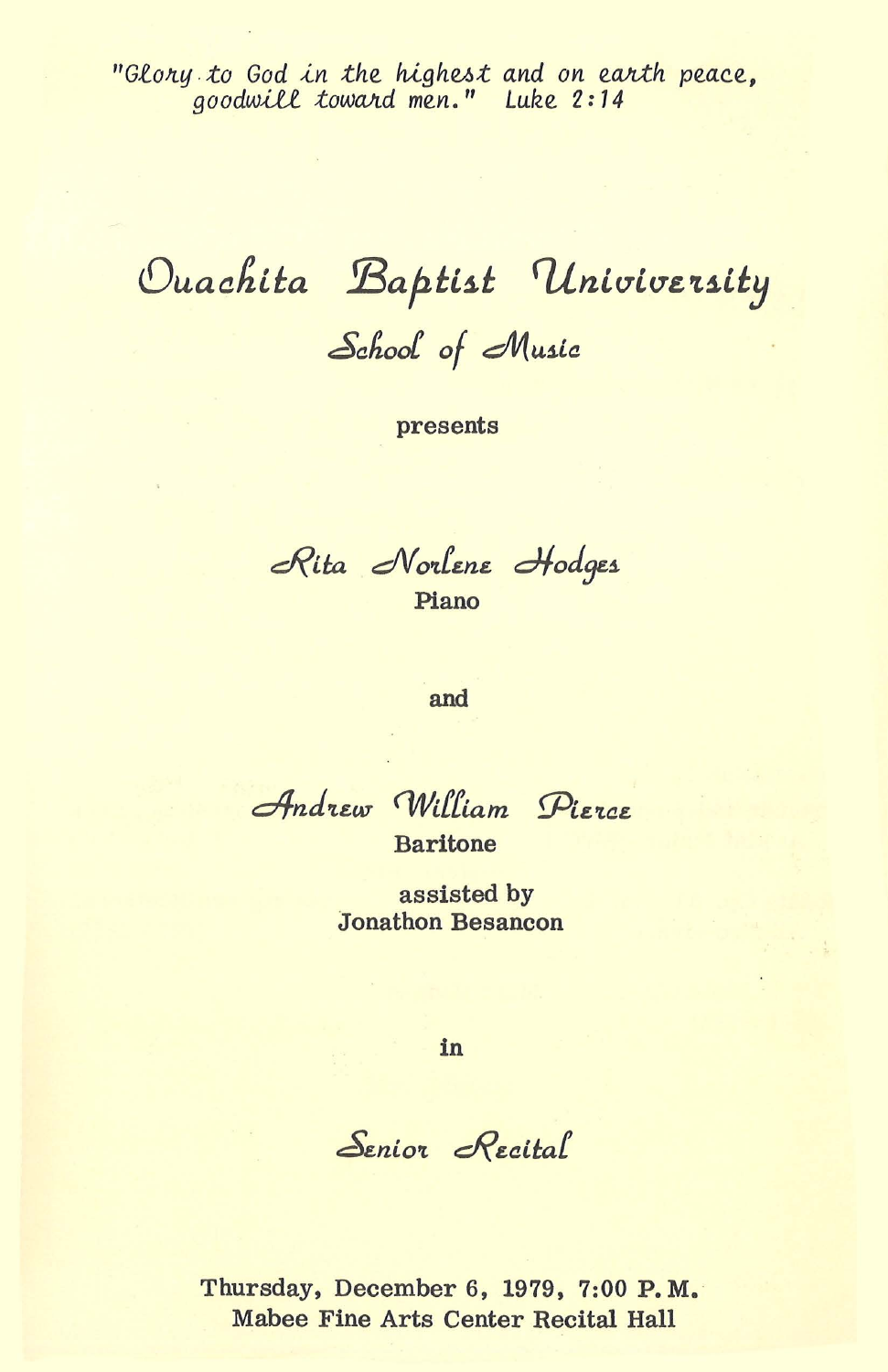"Glory to God in the highest and on earth peace, goodwill toward men." Luke 2:14

# Ouachita Baptist Univiversity

## School of Music

presents

*Rita Norlene Hodges*
**Piano**

**and**

*Andrew William Pierce*
**Baritone**

**assisted by**
**Jonathon Besancon**

**in**

## Senior Recital

**Thursday, December 6, 1979, 7:00 P.M.**
**Mabee Fine Arts Center Recital Hall**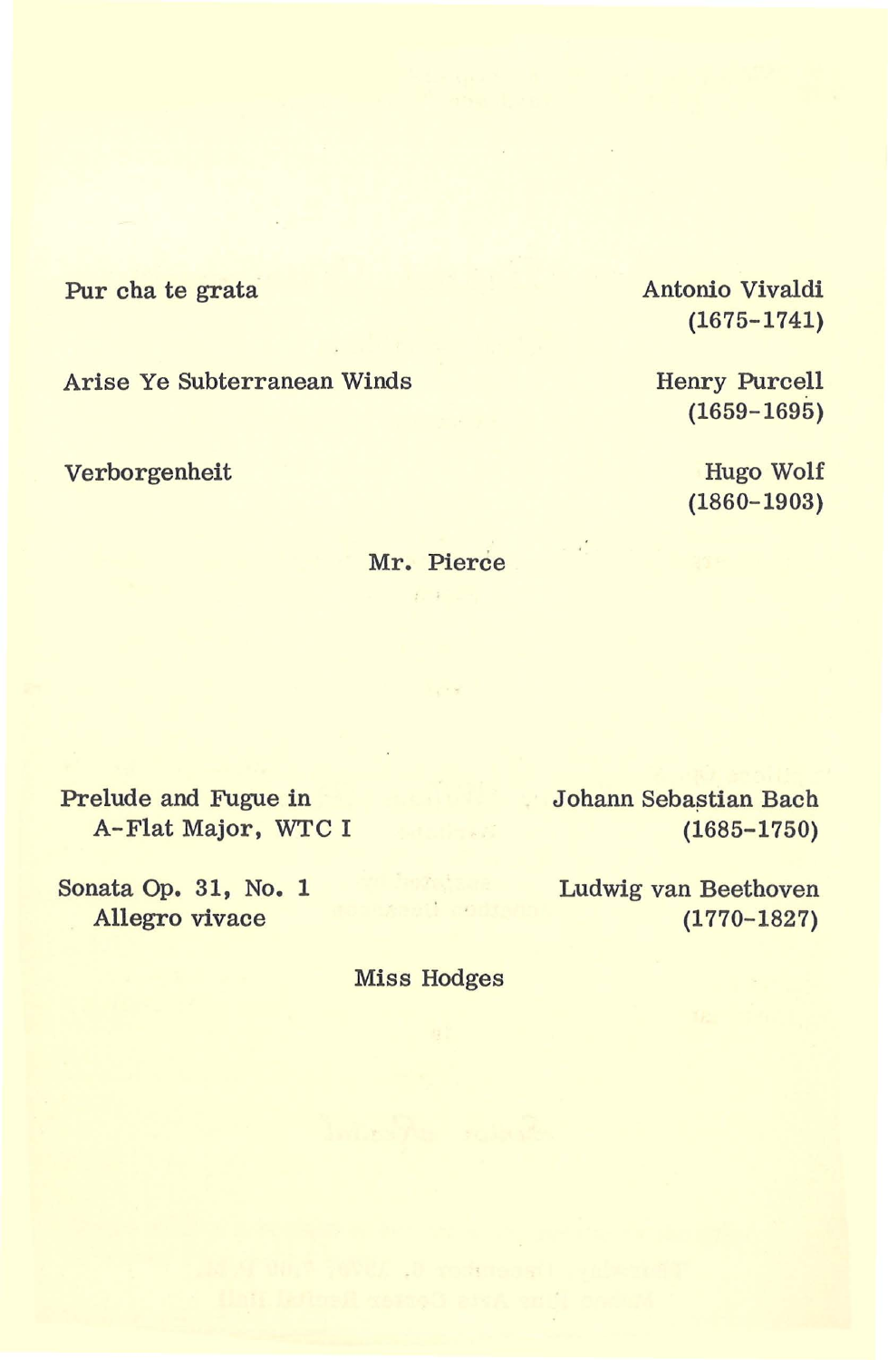Pur cha te grata — Antonio Vivaldi (1675-1741)

Arise Ye Subterranean Winds — Henry Purcell (1659-1695)

Verborgenheit — Hugo Wolf (1860-1903)

Mr. Pierce

Prelude and Fugue in A-Flat Major, WTC I — Johann Sebastian Bach (1685-1750)

Sonata Op. 31, No. 1
Allegro vivace — Ludwig van Beethoven (1770-1827)

Miss Hodges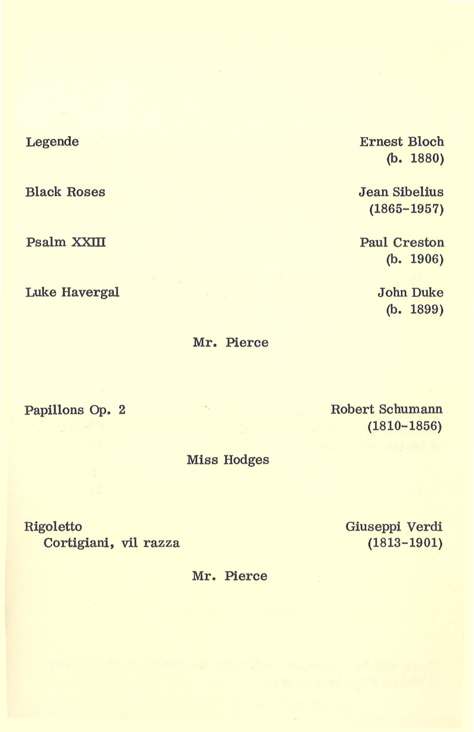Legende — Ernest Bloch (b. 1880)

Black Roses — Jean Sibelius (1865-1957)

Psalm XXIII — Paul Creston (b. 1906)

Luke Havergal — John Duke (b. 1899)

Mr. Pierce

Papillons Op. 2 — Robert Schumann (1810-1856)

Miss Hodges

Rigoletto
Cortigiani, vil razza — Giuseppi Verdi (1813-1901)

Mr. Pierce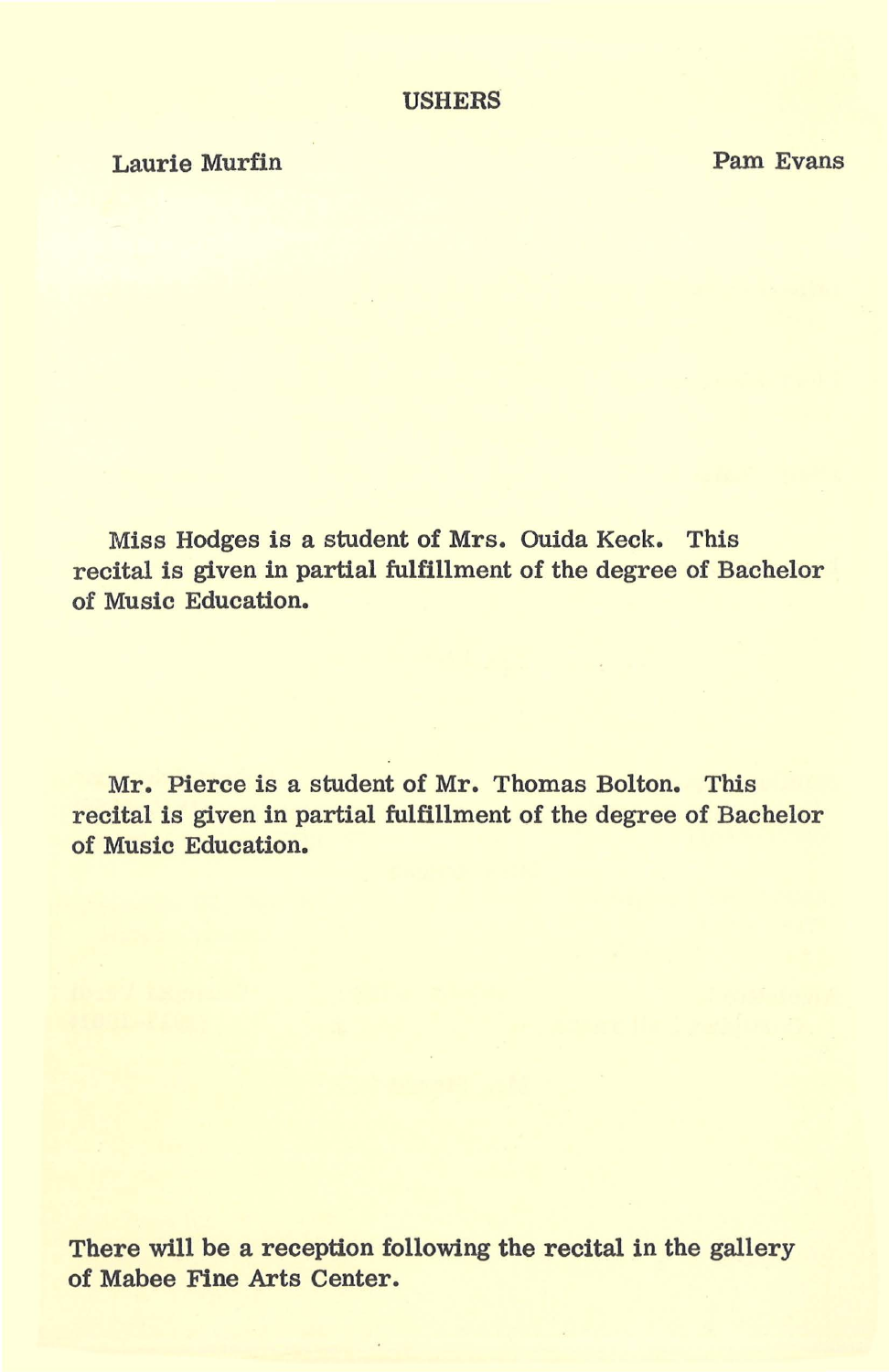## USHERS

Laurie Murfin

Pam Evans

Miss Hodges is a student of Mrs. Ouida Keck. This recital is given in partial fulfillment of the degree of Bachelor of Music Education.

Mr. Pierce is a student of Mr. Thomas Bolton. This recital is given in partial fulfillment of the degree of Bachelor of Music Education.

There will be a reception following the recital in the gallery of Mabee Fine Arts Center.